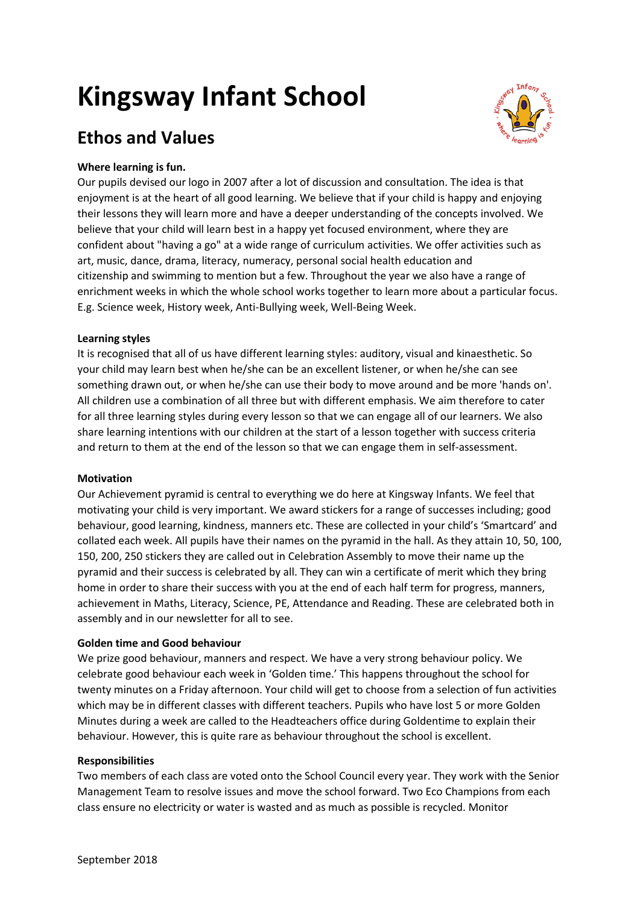# Kingsway Infant School

## Ethos and Values

**Where learning is fun.**

Our pupils devised our logo in 2007 after a lot of discussion and consultation. The idea is that enjoyment is at the heart of all good learning. We believe that if your child is happy and enjoying their lessons they will learn more and have a deeper understanding of the concepts involved. We believe that your child will learn best in a happy yet focused environment, where they are confident about "having a go" at a wide range of curriculum activities. We offer activities such as art, music, dance, drama, literacy, numeracy, personal social health education and citizenship and swimming to mention but a few. Throughout the year we also have a range of enrichment weeks in which the whole school works together to learn more about a particular focus. E.g. Science week, History week, Anti-Bullying week, Well-Being Week.

**Learning styles**

It is recognised that all of us have different learning styles: auditory, visual and kinaesthetic. So your child may learn best when he/she can be an excellent listener, or when he/she can see something drawn out, or when he/she can use their body to move around and be more 'hands on'. All children use a combination of all three but with different emphasis. We aim therefore to cater for all three learning styles during every lesson so that we can engage all of our learners. We also share learning intentions with our children at the start of a lesson together with success criteria and return to them at the end of the lesson so that we can engage them in self-assessment.

**Motivation**

Our Achievement pyramid is central to everything we do here at Kingsway Infants. We feel that motivating your child is very important. We award stickers for a range of successes including; good behaviour, good learning, kindness, manners etc. These are collected in your child's 'Smartcard' and collated each week. All pupils have their names on the pyramid in the hall. As they attain 10, 50, 100, 150, 200, 250 stickers they are called out in Celebration Assembly to move their name up the pyramid and their success is celebrated by all. They can win a certificate of merit which they bring home in order to share their success with you at the end of each half term for progress, manners, achievement in Maths, Literacy, Science, PE, Attendance and Reading. These are celebrated both in assembly and in our newsletter for all to see.

**Golden time and Good behaviour**

We prize good behaviour, manners and respect. We have a very strong behaviour policy. We celebrate good behaviour each week in 'Golden time.' This happens throughout the school for twenty minutes on a Friday afternoon. Your child will get to choose from a selection of fun activities which may be in different classes with different teachers. Pupils who have lost 5 or more Golden Minutes during a week are called to the Headteachers office during Goldentime to explain their behaviour. However, this is quite rare as behaviour throughout the school is excellent.

**Responsibilities**

Two members of each class are voted onto the School Council every year. They work with the Senior Management Team to resolve issues and move the school forward. Two Eco Champions from each class ensure no electricity or water is wasted and as much as possible is recycled. Monitor

September 2018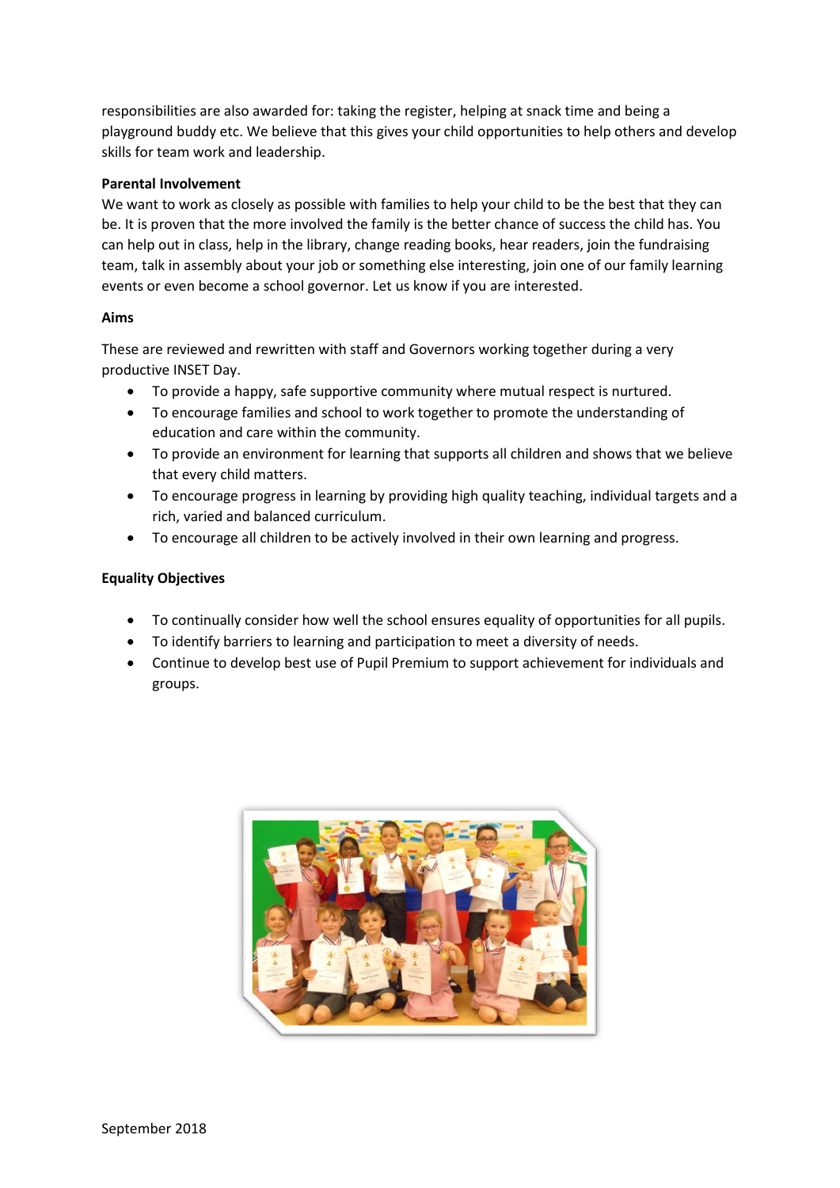responsibilities are also awarded for: taking the register, helping at snack time and being a playground buddy etc. We believe that this gives your child opportunities to help others and develop skills for team work and leadership.

**Parental Involvement**

We want to work as closely as possible with families to help your child to be the best that they can be. It is proven that the more involved the family is the better chance of success the child has. You can help out in class, help in the library, change reading books, hear readers, join the fundraising team, talk in assembly about your job or something else interesting, join one of our family learning events or even become a school governor. Let us know if you are interested.

**Aims**

These are reviewed and rewritten with staff and Governors working together during a very productive INSET Day.

- To provide a happy, safe supportive community where mutual respect is nurtured.
- To encourage families and school to work together to promote the understanding of education and care within the community.
- To provide an environment for learning that supports all children and shows that we believe that every child matters.
- To encourage progress in learning by providing high quality teaching, individual targets and a rich, varied and balanced curriculum.
- To encourage all children to be actively involved in their own learning and progress.

**Equality Objectives**

- To continually consider how well the school ensures equality of opportunities for all pupils.
- To identify barriers to learning and participation to meet a diversity of needs.
- Continue to develop best use of Pupil Premium to support achievement for individuals and groups.

September 2018